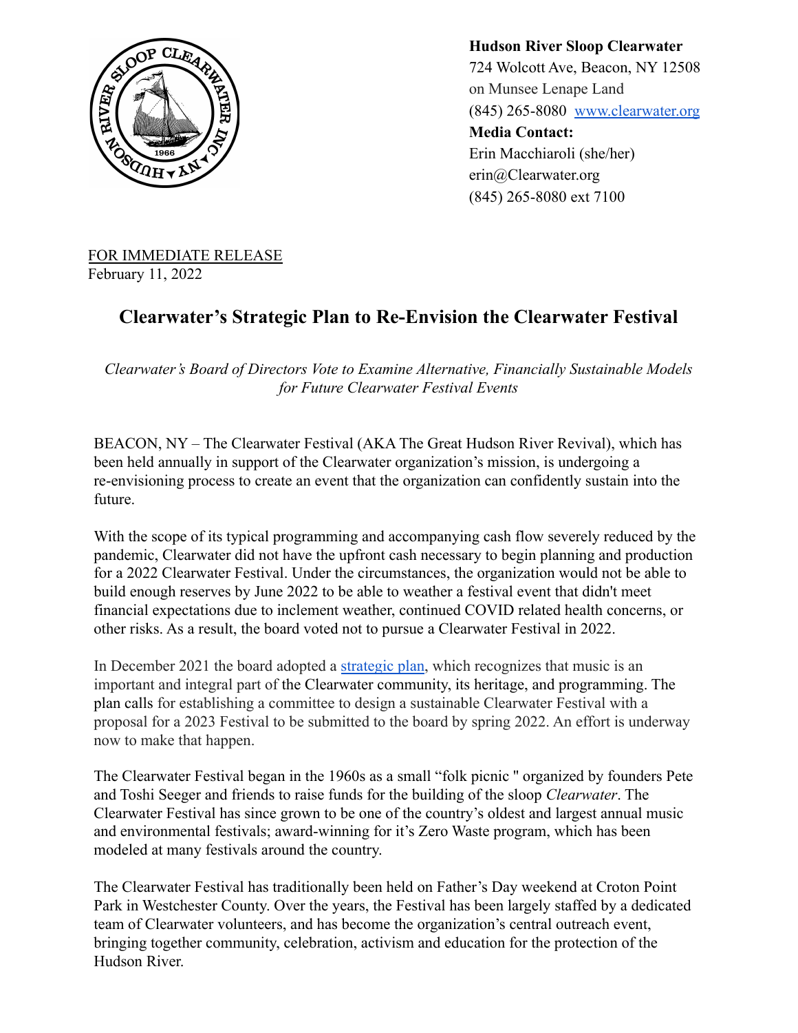**Hudson River Sloop Clearwater**
724 Wolcott Ave, Beacon, NY 12508
on Munsee Lenape Land
(845) 265-8080 [www.clearwater.org](http://www.clearwater.org)
**Media Contact:**
Erin Macchiaroli (she/her)
erin@Clearwater.org
(845) 265-8080 ext 7100

FOR IMMEDIATE RELEASE
February 11, 2022

# Clearwater's Strategic Plan to Re-Envision the Clearwater Festival

*Clearwater's Board of Directors Vote to Examine Alternative, Financially Sustainable Models for Future Clearwater Festival Events*

BEACON, NY – The Clearwater Festival (AKA The Great Hudson River Revival), which has been held annually in support of the Clearwater organization's mission, is undergoing a re-envisioning process to create an event that the organization can confidently sustain into the future.

With the scope of its typical programming and accompanying cash flow severely reduced by the pandemic, Clearwater did not have the upfront cash necessary to begin planning and production for a 2022 Clearwater Festival. Under the circumstances, the organization would not be able to build enough reserves by June 2022 to be able to weather a festival event that didn't meet financial expectations due to inclement weather, continued COVID related health concerns, or other risks. As a result, the board voted not to pursue a Clearwater Festival in 2022.

In December 2021 the board adopted a strategic plan, which recognizes that music is an important and integral part of the Clearwater community, its heritage, and programming. The plan calls for establishing a committee to design a sustainable Clearwater Festival with a proposal for a 2023 Festival to be submitted to the board by spring 2022. An effort is underway now to make that happen.

The Clearwater Festival began in the 1960s as a small "folk picnic " organized by founders Pete and Toshi Seeger and friends to raise funds for the building of the sloop *Clearwater*. The Clearwater Festival has since grown to be one of the country's oldest and largest annual music and environmental festivals; award-winning for it's Zero Waste program, which has been modeled at many festivals around the country.

The Clearwater Festival has traditionally been held on Father's Day weekend at Croton Point Park in Westchester County. Over the years, the Festival has been largely staffed by a dedicated team of Clearwater volunteers, and has become the organization's central outreach event, bringing together community, celebration, activism and education for the protection of the Hudson River.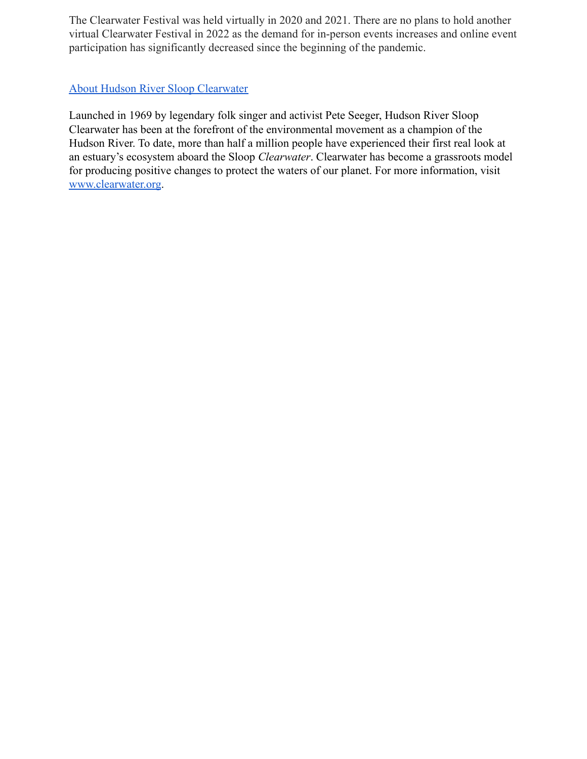The Clearwater Festival was held virtually in 2020 and 2021. There are no plans to hold another virtual Clearwater Festival in 2022 as the demand for in-person events increases and online event participation has significantly decreased since the beginning of the pandemic.

[About Hudson River Sloop Clearwater](#)

Launched in 1969 by legendary folk singer and activist Pete Seeger, Hudson River Sloop Clearwater has been at the forefront of the environmental movement as a champion of the Hudson River. To date, more than half a million people have experienced their first real look at an estuary's ecosystem aboard the Sloop *Clearwater*. Clearwater has become a grassroots model for producing positive changes to protect the waters of our planet. For more information, visit [www.clearwater.org](http://www.clearwater.org).